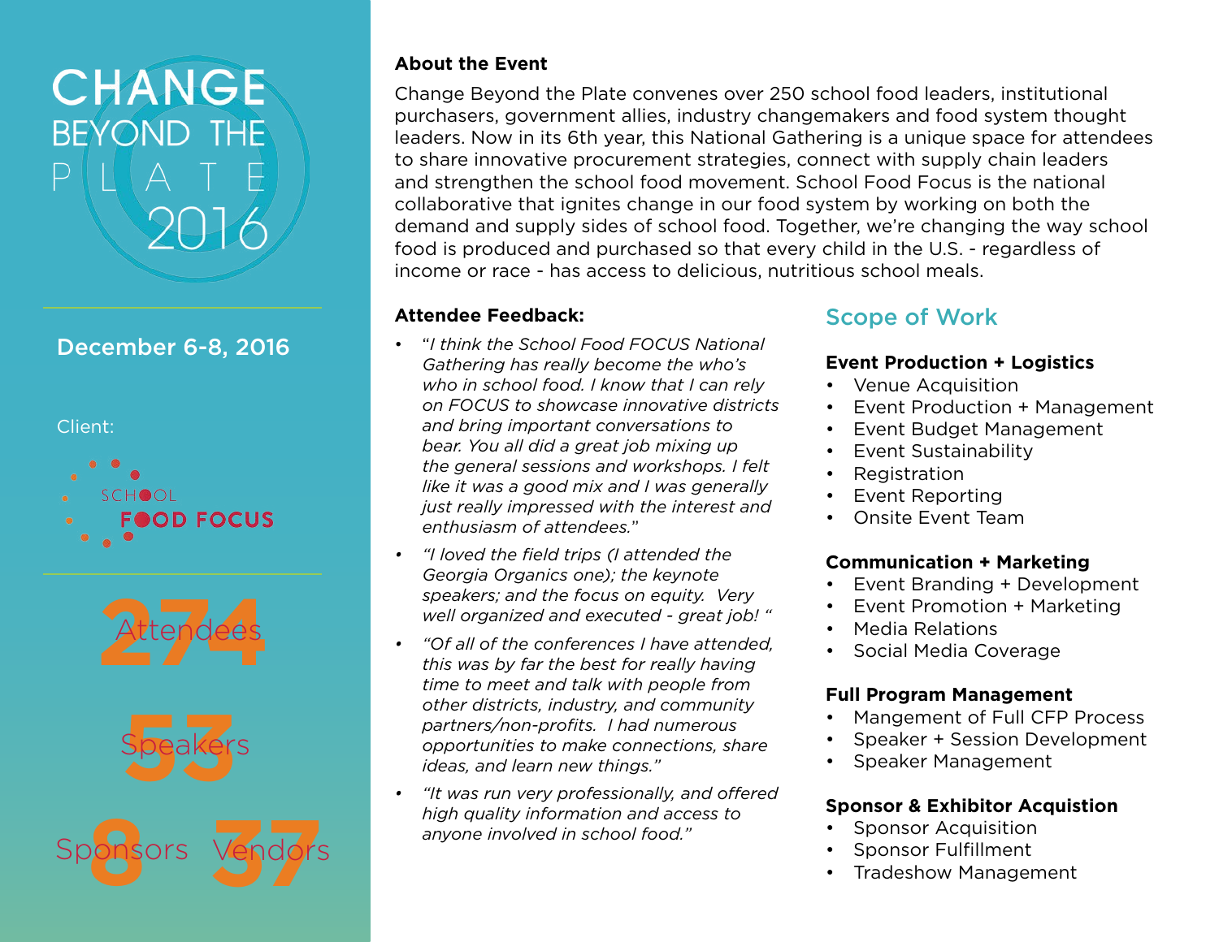# CHANGE BEYOND THE PLATE 2016

**December 6-8, 2016**

Client:

SCHOOL FOOD FOCUS

**274** Attendees

**53** Speakers

**8** Sponsors

**37** Vendors

## About the Event

Change Beyond the Plate convenes over 250 school food leaders, institutional purchasers, government allies, industry changemakers and food system thought leaders. Now in its 6th year, this National Gathering is a unique space for attendees to share innovative procurement strategies, connect with supply chain leaders and strengthen the school food movement. School Food Focus is the national collaborative that ignites change in our food system by working on both the demand and supply sides of school food. Together, we're changing the way school food is produced and purchased so that every child in the U.S. - regardless of income or race - has access to delicious, nutritious school meals.

## Attendee Feedback:

- *"I think the School Food FOCUS National Gathering has really become the who's who in school food. I know that I can rely on FOCUS to showcase innovative districts and bring important conversations to bear. You all did a great job mixing up the general sessions and workshops. I felt like it was a good mix and I was generally just really impressed with the interest and enthusiasm of attendees."*
- *"I loved the field trips (I attended the Georgia Organics one); the keynote speakers; and the focus on equity. Very well organized and executed - great job! "*
- *"Of all of the conferences I have attended, this was by far the best for really having time to meet and talk with people from other districts, industry, and community partners/non-profits. I had numerous opportunities to make connections, share ideas, and learn new things."*
- *"It was run very professionally, and offered high quality information and access to anyone involved in school food."*

## Scope of Work

**Event Production + Logistics**

- Venue Acquisition
- Event Production + Management
- Event Budget Management
- Event Sustainability
- Registration
- Event Reporting
- Onsite Event Team

**Communication + Marketing**

- Event Branding + Development
- Event Promotion + Marketing
- Media Relations
- Social Media Coverage

**Full Program Management**

- Mangement of Full CFP Process
- Speaker + Session Development
- Speaker Management

**Sponsor & Exhibitor Acquistion**

- Sponsor Acquisition
- Sponsor Fulfillment
- Tradeshow Management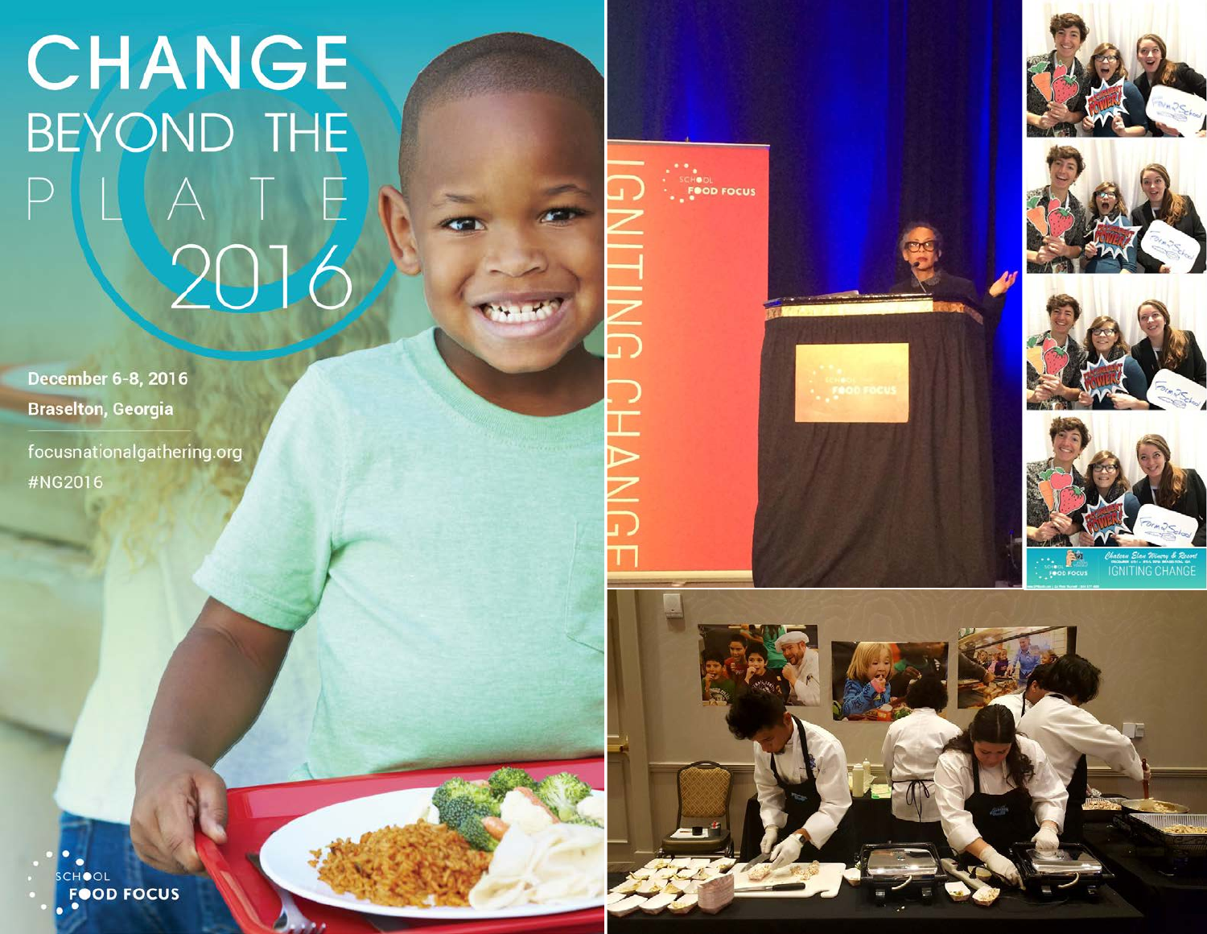# CHANGE BEYOND THE PLATE 2016

**December 6-8, 2016**
**Braselton, Georgia**

focusnationalgathering.org
#NG2016

SCHOOL FOOD FOCUS